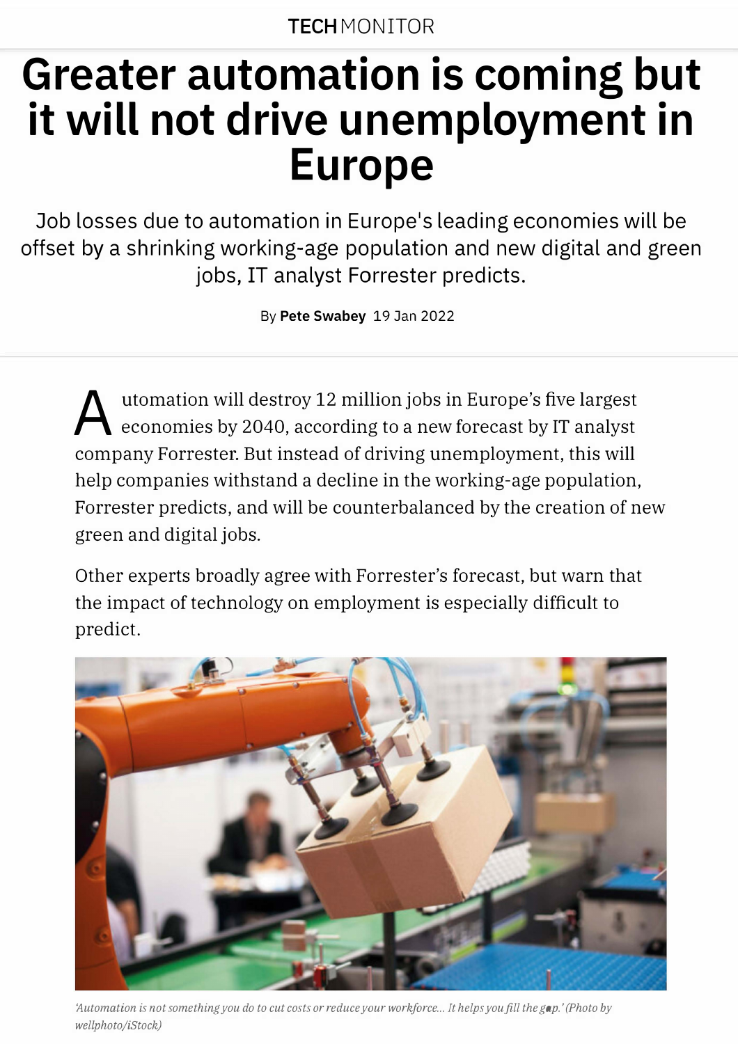TECH MONITOR

# Greater automation is coming but it will not drive unemployment in Europe

Job losses due to automation in Europe's leading economies will be offset by a shrinking working-age population and new digital and green jobs, IT analyst Forrester predicts.

By **Pete Swabey** 19 Jan 2022

Automation will destroy 12 million jobs in Europe's five largest economies by 2040, according to a new forecast by IT analyst company Forrester. But instead of driving unemployment, this will help companies withstand a decline in the working-age population, Forrester predicts, and will be counterbalanced by the creation of new green and digital jobs.

Other experts broadly agree with Forrester's forecast, but warn that the impact of technology on employment is especially difficult to predict.

*'Automation is not something you do to cut costs or reduce your workforce... It helps you fill the gap.' (Photo by wellphoto/iStock)*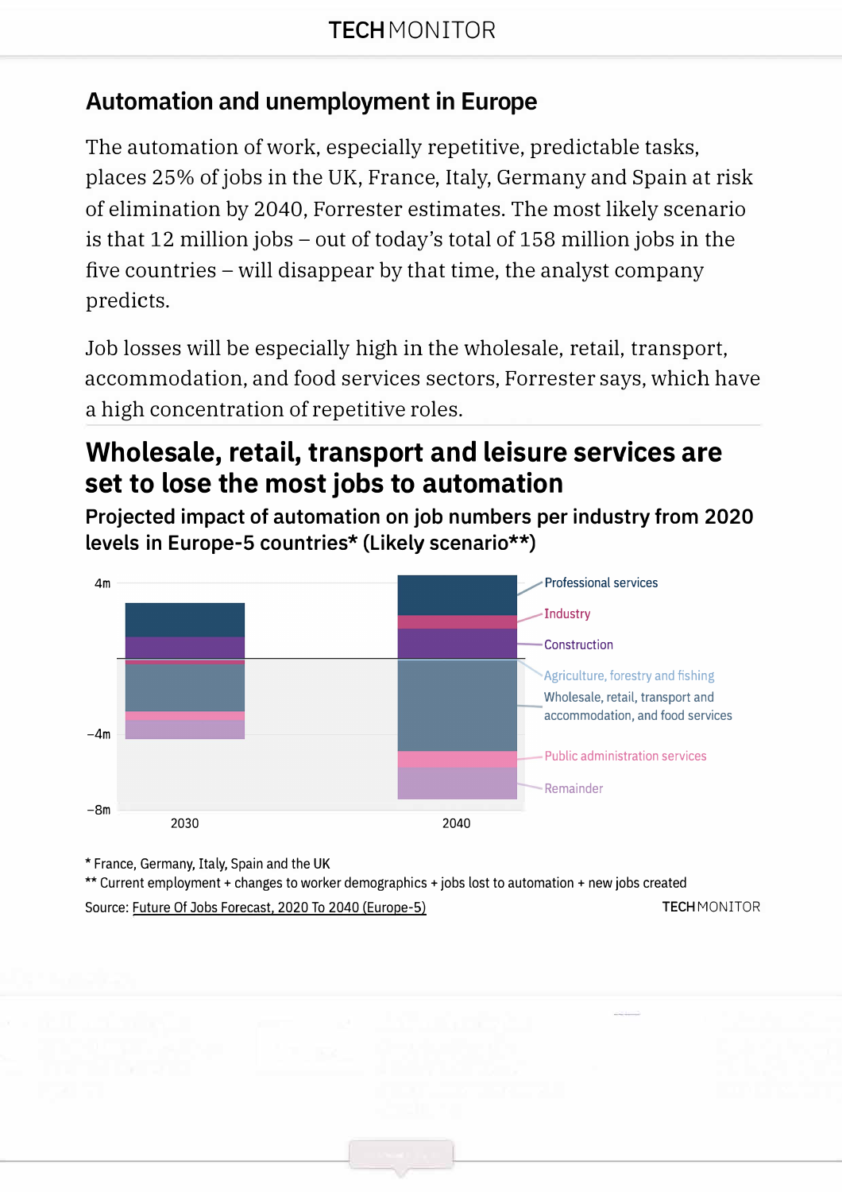## Automation and unemployment in Europe

The automation of work, especially repetitive, predictable tasks, places 25% of jobs in the UK, France, Italy, Germany and Spain at risk of elimination by 2040, Forrester estimates. The most likely scenario is that 12 million jobs – out of today's total of 158 million jobs in the five countries – will disappear by that time, the analyst company predicts.

Job losses will be especially high in the wholesale, retail, transport, accommodation, and food services sectors, Forrester says, which have a high concentration of repetitive roles.

## Wholesale, retail, transport and leisure services are set to lose the most jobs to automation

**Projected impact of automation on job numbers per industry from 2020 levels in Europe-5 countries* (Likely scenario**)**

4m

−4m

−8m

2030 2040

Professional services
Industry
Construction
Agriculture, forestry and fishing
Wholesale, retail, transport and accommodation, and food services
Public administration services
Remainder

* France, Germany, Italy, Spain and the UK
** Current employment + changes to worker demographics + jobs lost to automation + new jobs created

Source: Future Of Jobs Forecast, 2020 To 2040 (Europe-5)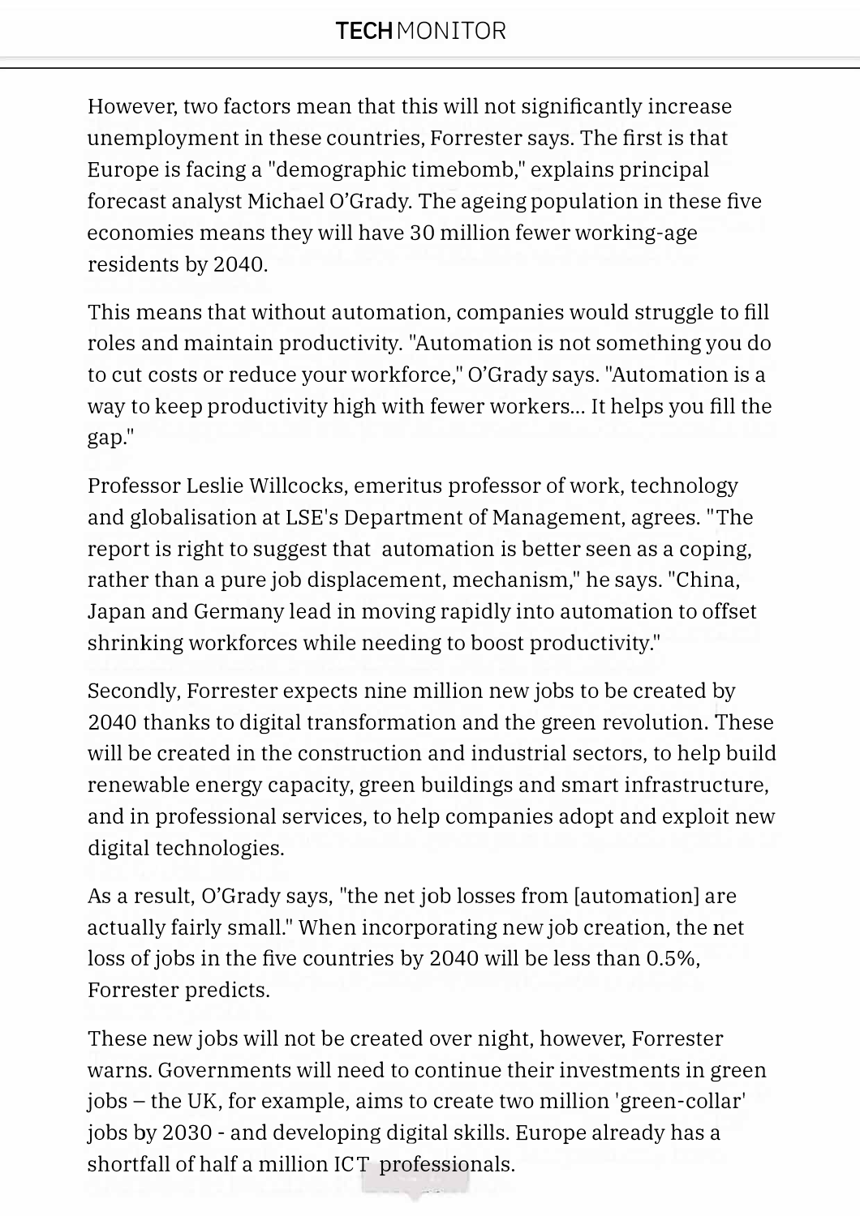However, two factors mean that this will not significantly increase unemployment in these countries, Forrester says. The first is that Europe is facing a "demographic timebomb," explains principal forecast analyst Michael O'Grady. The ageing population in these five economies means they will have 30 million fewer working-age residents by 2040.

This means that without automation, companies would struggle to fill roles and maintain productivity. "Automation is not something you do to cut costs or reduce your workforce," O'Grady says. "Automation is a way to keep productivity high with fewer workers... It helps you fill the gap."

Professor Leslie Willcocks, emeritus professor of work, technology and globalisation at LSE's Department of Management, agrees. "The report is right to suggest that automation is better seen as a coping, rather than a pure job displacement, mechanism," he says. "China, Japan and Germany lead in moving rapidly into automation to offset shrinking workforces while needing to boost productivity."

Secondly, Forrester expects nine million new jobs to be created by 2040 thanks to digital transformation and the green revolution. These will be created in the construction and industrial sectors, to help build renewable energy capacity, green buildings and smart infrastructure, and in professional services, to help companies adopt and exploit new digital technologies.

As a result, O'Grady says, "the net job losses from [automation] are actually fairly small." When incorporating new job creation, the net loss of jobs in the five countries by 2040 will be less than 0.5%, Forrester predicts.

These new jobs will not be created over night, however, Forrester warns. Governments will need to continue their investments in green jobs – the UK, for example, aims to create two million 'green-collar' jobs by 2030 - and developing digital skills. Europe already has a shortfall of half a million ICT professionals.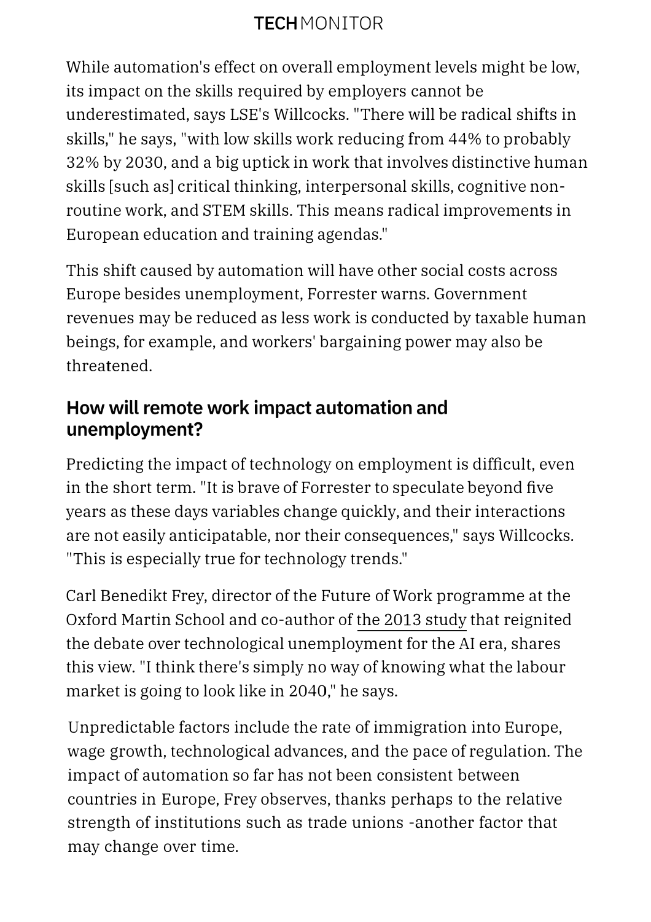While automation's effect on overall employment levels might be low, its impact on the skills required by employers cannot be underestimated, says LSE's Willcocks. "There will be radical shifts in skills," he says, "with low skills work reducing from 44% to probably 32% by 2030, and a big uptick in work that involves distinctive human skills [such as] critical thinking, interpersonal skills, cognitive non-routine work, and STEM skills. This means radical improvements in European education and training agendas."

This shift caused by automation will have other social costs across Europe besides unemployment, Forrester warns. Government revenues may be reduced as less work is conducted by taxable human beings, for example, and workers' bargaining power may also be threatened.

## How will remote work impact automation and unemployment?

Predicting the impact of technology on employment is difficult, even in the short term. "It is brave of Forrester to speculate beyond five years as these days variables change quickly, and their interactions are not easily anticipatable, nor their consequences," says Willcocks. "This is especially true for technology trends."

Carl Benedikt Frey, director of the Future of Work programme at the Oxford Martin School and co-author of the 2013 study that reignited the debate over technological unemployment for the AI era, shares this view. "I think there's simply no way of knowing what the labour market is going to look like in 2040," he says.

Unpredictable factors include the rate of immigration into Europe, wage growth, technological advances, and the pace of regulation. The impact of automation so far has not been consistent between countries in Europe, Frey observes, thanks perhaps to the relative strength of institutions such as trade unions -another factor that may change over time.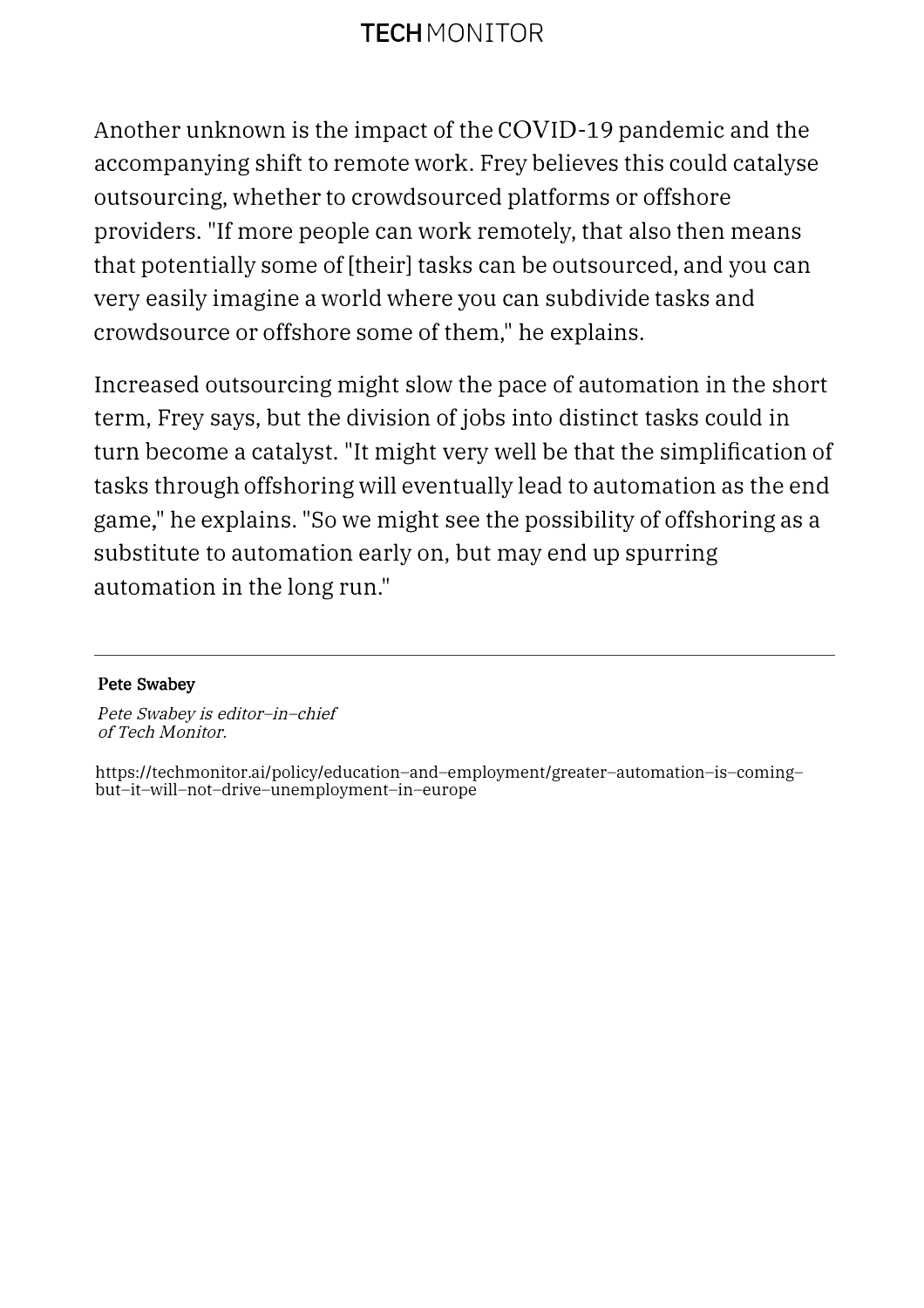Another unknown is the impact of the COVID-19 pandemic and the accompanying shift to remote work. Frey believes this could catalyse outsourcing, whether to crowdsourced platforms or offshore providers. "If more people can work remotely, that also then means that potentially some of [their] tasks can be outsourced, and you can very easily imagine a world where you can subdivide tasks and crowdsource or offshore some of them," he explains.

Increased outsourcing might slow the pace of automation in the short term, Frey says, but the division of jobs into distinct tasks could in turn become a catalyst. "It might very well be that the simplification of tasks through offshoring will eventually lead to automation as the end game," he explains. "So we might see the possibility of offshoring as a substitute to automation early on, but may end up spurring automation in the long run."

---

**Pete Swabey**

*Pete Swabey is editor-in-chief of Tech Monitor.*

https://techmonitor.ai/policy/education-and-employment/greater-automation-is-coming-but-it-will-not-drive-unemployment-in-europe